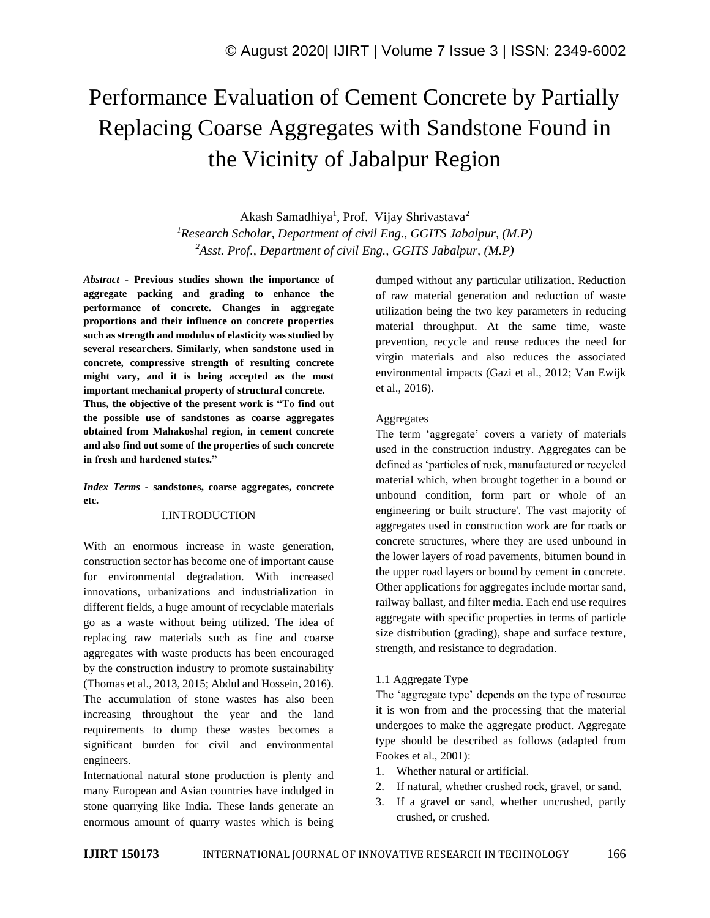# Performance Evaluation of Cement Concrete by Partially Replacing Coarse Aggregates with Sandstone Found in the Vicinity of Jabalpur Region

Akash Samadhiya[1], Prof. Vijay Shrivastava[2]

[1]*Research Scholar, Department of civil Eng., GGITS Jabalpur, (M.P)*

[2]*Asst. Prof., Department of civil Eng., GGITS Jabalpur, (M.P)*

***Abstract* - Previous studies shown the importance of aggregate packing and grading to enhance the performance of concrete. Changes in aggregate proportions and their influence on concrete properties such as strength and modulus of elasticity was studied by several researchers. Similarly, when sandstone used in concrete, compressive strength of resulting concrete might vary, and it is being accepted as the most important mechanical property of structural concrete.**

**Thus, the objective of the present work is "To find out the possible use of sandstones as coarse aggregates obtained from Mahakoshal region, in cement concrete and also find out some of the properties of such concrete in fresh and hardened states."**

***Index Terms* - sandstones, coarse aggregates, concrete etc.**

## I.INTRODUCTION

With an enormous increase in waste generation, construction sector has become one of important cause for environmental degradation. With increased innovations, urbanizations and industrialization in different fields, a huge amount of recyclable materials go as a waste without being utilized. The idea of replacing raw materials such as fine and coarse aggregates with waste products has been encouraged by the construction industry to promote sustainability (Thomas et al., 2013, 2015; Abdul and Hossein, 2016). The accumulation of stone wastes has also been increasing throughout the year and the land requirements to dump these wastes becomes a significant burden for civil and environmental engineers.

International natural stone production is plenty and many European and Asian countries have indulged in stone quarrying like India. These lands generate an enormous amount of quarry wastes which is being dumped without any particular utilization. Reduction of raw material generation and reduction of waste utilization being the two key parameters in reducing material throughput. At the same time, waste prevention, recycle and reuse reduces the need for virgin materials and also reduces the associated environmental impacts (Gazi et al., 2012; Van Ewijk et al., 2016).

### Aggregates

The term 'aggregate' covers a variety of materials used in the construction industry. Aggregates can be defined as 'particles of rock, manufactured or recycled material which, when brought together in a bound or unbound condition, form part or whole of an engineering or built structure'. The vast majority of aggregates used in construction work are for roads or concrete structures, where they are used unbound in the lower layers of road pavements, bitumen bound in the upper road layers or bound by cement in concrete. Other applications for aggregates include mortar sand, railway ballast, and filter media. Each end use requires aggregate with specific properties in terms of particle size distribution (grading), shape and surface texture, strength, and resistance to degradation.

### 1.1 Aggregate Type

The 'aggregate type' depends on the type of resource it is won from and the processing that the material undergoes to make the aggregate product. Aggregate type should be described as follows (adapted from Fookes et al., 2001):

1. Whether natural or artificial.
2. If natural, whether crushed rock, gravel, or sand.
3. If a gravel or sand, whether uncrushed, partly crushed, or crushed.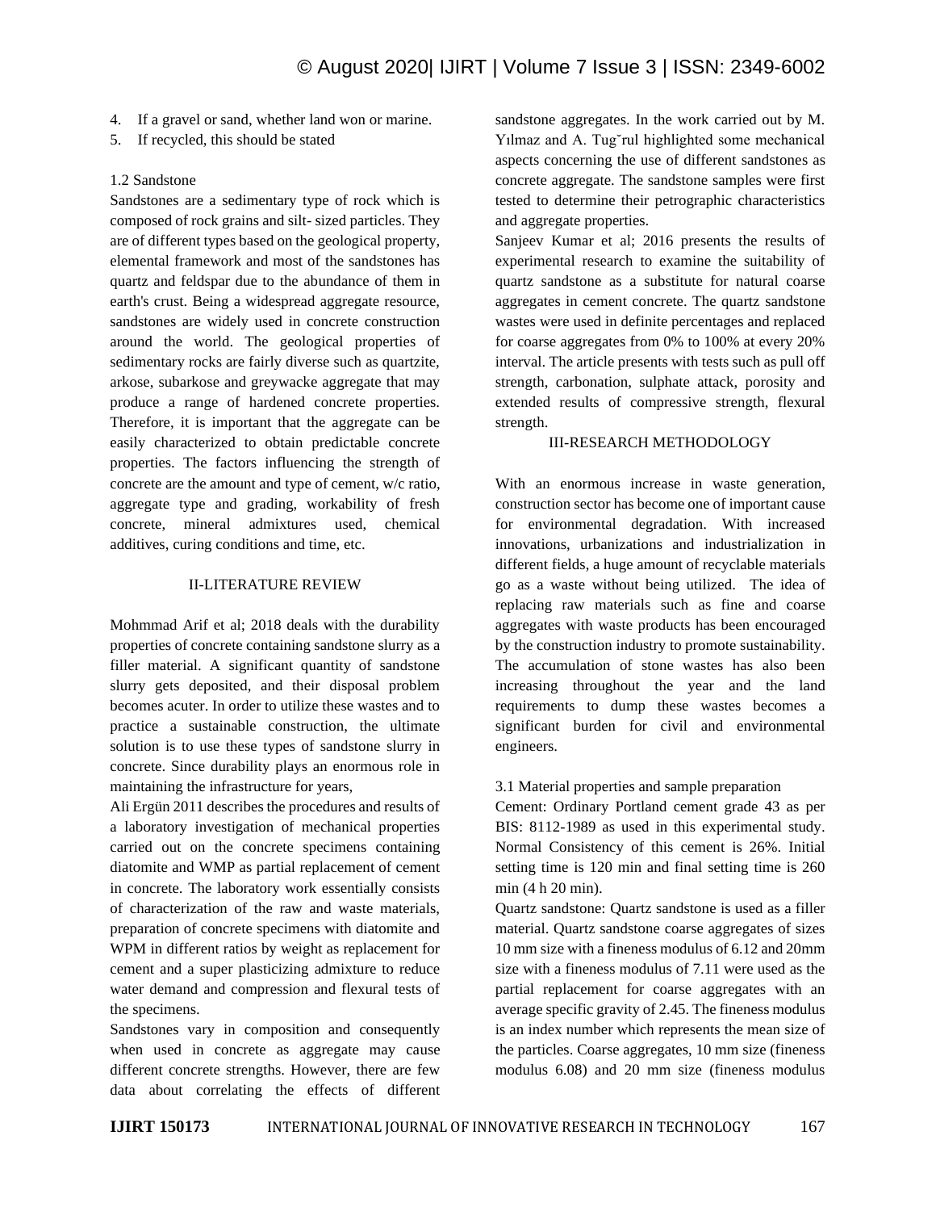4. If a gravel or sand, whether land won or marine.
5. If recycled, this should be stated

### 1.2 Sandstone

Sandstones are a sedimentary type of rock which is composed of rock grains and silt- sized particles. They are of different types based on the geological property, elemental framework and most of the sandstones has quartz and feldspar due to the abundance of them in earth's crust. Being a widespread aggregate resource, sandstones are widely used in concrete construction around the world. The geological properties of sedimentary rocks are fairly diverse such as quartzite, arkose, subarkose and greywacke aggregate that may produce a range of hardened concrete properties. Therefore, it is important that the aggregate can be easily characterized to obtain predictable concrete properties. The factors influencing the strength of concrete are the amount and type of cement, w/c ratio, aggregate type and grading, workability of fresh concrete, mineral admixtures used, chemical additives, curing conditions and time, etc.

## II-LITERATURE REVIEW

Mohmmad Arif et al; 2018 deals with the durability properties of concrete containing sandstone slurry as a filler material. A significant quantity of sandstone slurry gets deposited, and their disposal problem becomes acuter. In order to utilize these wastes and to practice a sustainable construction, the ultimate solution is to use these types of sandstone slurry in concrete. Since durability plays an enormous role in maintaining the infrastructure for years,

Ali Ergün 2011 describes the procedures and results of a laboratory investigation of mechanical properties carried out on the concrete specimens containing diatomite and WMP as partial replacement of cement in concrete. The laboratory work essentially consists of characterization of the raw and waste materials, preparation of concrete specimens with diatomite and WPM in different ratios by weight as replacement for cement and a super plasticizing admixture to reduce water demand and compression and flexural tests of the specimens.

Sandstones vary in composition and consequently when used in concrete as aggregate may cause different concrete strengths. However, there are few data about correlating the effects of different sandstone aggregates. In the work carried out by M. Yılmaz and A. Tugˇrul highlighted some mechanical aspects concerning the use of different sandstones as concrete aggregate. The sandstone samples were first tested to determine their petrographic characteristics and aggregate properties.

Sanjeev Kumar et al; 2016 presents the results of experimental research to examine the suitability of quartz sandstone as a substitute for natural coarse aggregates in cement concrete. The quartz sandstone wastes were used in definite percentages and replaced for coarse aggregates from 0% to 100% at every 20% interval. The article presents with tests such as pull off strength, carbonation, sulphate attack, porosity and extended results of compressive strength, flexural strength.

## III-RESEARCH METHODOLOGY

With an enormous increase in waste generation, construction sector has become one of important cause for environmental degradation. With increased innovations, urbanizations and industrialization in different fields, a huge amount of recyclable materials go as a waste without being utilized. The idea of replacing raw materials such as fine and coarse aggregates with waste products has been encouraged by the construction industry to promote sustainability. The accumulation of stone wastes has also been increasing throughout the year and the land requirements to dump these wastes becomes a significant burden for civil and environmental engineers.

### 3.1 Material properties and sample preparation

Cement: Ordinary Portland cement grade 43 as per BIS: 8112-1989 as used in this experimental study. Normal Consistency of this cement is 26%. Initial setting time is 120 min and final setting time is 260 min (4 h 20 min).

Quartz sandstone: Quartz sandstone is used as a filler material. Quartz sandstone coarse aggregates of sizes 10 mm size with a fineness modulus of 6.12 and 20mm size with a fineness modulus of 7.11 were used as the partial replacement for coarse aggregates with an average specific gravity of 2.45. The fineness modulus is an index number which represents the mean size of the particles. Coarse aggregates, 10 mm size (fineness modulus 6.08) and 20 mm size (fineness modulus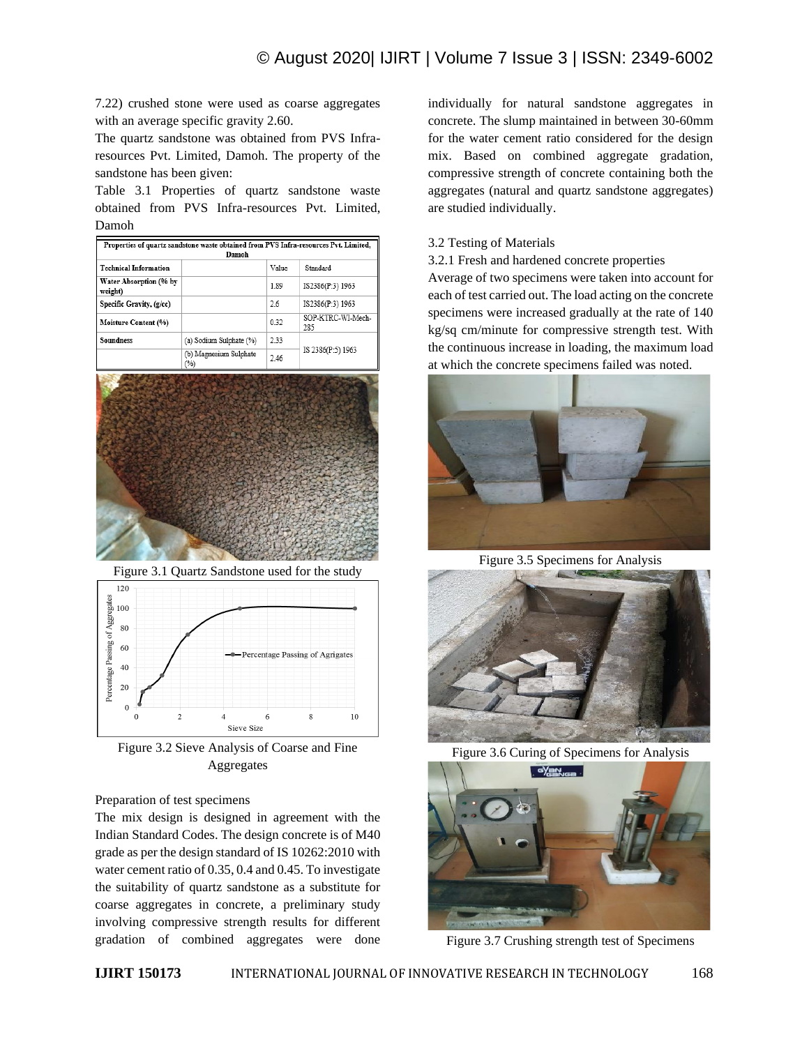7.22) crushed stone were used as coarse aggregates with an average specific gravity 2.60.

The quartz sandstone was obtained from PVS Infra-resources Pvt. Limited, Damoh. The property of the sandstone has been given:

Table 3.1 Properties of quartz sandstone waste obtained from PVS Infra-resources Pvt. Limited, Damoh

| Properties of quartz sandstone waste obtained from PVS Infra-resources Pvt. Limited, Damoh | | | |
|---|---|---|---|
| **Technical Information** | | Value | Standard |
| **Water Absorption (% by weight)** | | 1.89 | IS2386(P:3) 1963 |
| **Specific Gravity, (g/cc)** | | 2.6 | IS2386(P:3) 1963 |
| **Moisture Content (%)** | | 0.32 | SOP-KTRC-WI-Mech-285 |
| **Soundness** | (a) Sodium Sulphate (%) | 2.33 | IS 2386(P:5) 1963 |
| | (b) Magnesium Sulphate (%) | 2.46 | |

Figure 3.1 Quartz Sandstone used for the study

Figure 3.2 Sieve Analysis of Coarse and Fine Aggregates

Preparation of test specimens

The mix design is designed in agreement with the Indian Standard Codes. The design concrete is of M40 grade as per the design standard of IS 10262:2010 with water cement ratio of 0.35, 0.4 and 0.45. To investigate the suitability of quartz sandstone as a substitute for coarse aggregates in concrete, a preliminary study involving compressive strength results for different gradation of combined aggregates were done individually for natural sandstone aggregates in concrete. The slump maintained in between 30-60mm for the water cement ratio considered for the design mix. Based on combined aggregate gradation, compressive strength of concrete containing both the aggregates (natural and quartz sandstone aggregates) are studied individually.

3.2 Testing of Materials

3.2.1 Fresh and hardened concrete properties

Average of two specimens were taken into account for each of test carried out. The load acting on the concrete specimens were increased gradually at the rate of 140 kg/sq cm/minute for compressive strength test. With the continuous increase in loading, the maximum load at which the concrete specimens failed was noted.

Figure 3.5 Specimens for Analysis

Figure 3.6 Curing of Specimens for Analysis

Figure 3.7 Crushing strength test of Specimens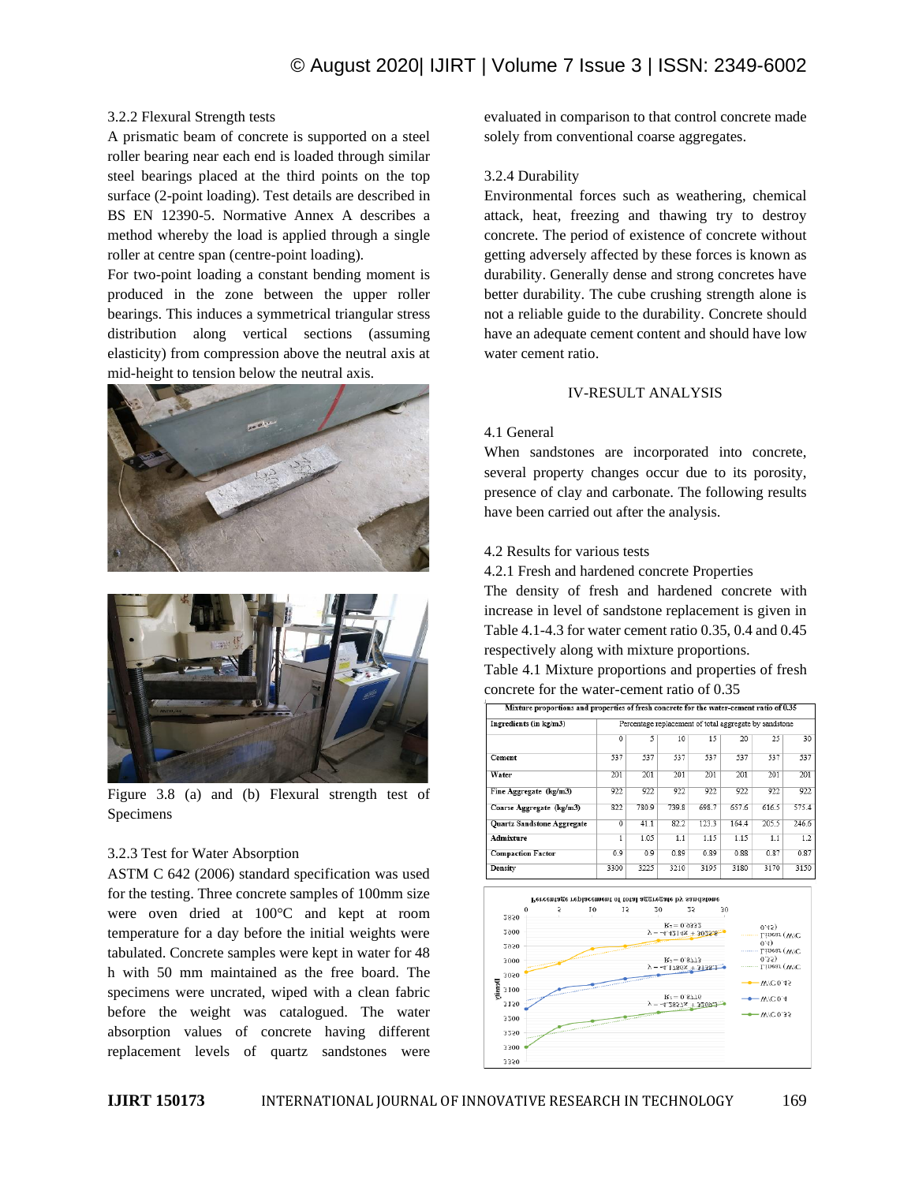### 3.2.2 Flexural Strength tests

A prismatic beam of concrete is supported on a steel roller bearing near each end is loaded through similar steel bearings placed at the third points on the top surface (2-point loading). Test details are described in BS EN 12390-5. Normative Annex A describes a method whereby the load is applied through a single roller at centre span (centre-point loading).

For two-point loading a constant bending moment is produced in the zone between the upper roller bearings. This induces a symmetrical triangular stress distribution along vertical sections (assuming elasticity) from compression above the neutral axis at mid-height to tension below the neutral axis.

Figure 3.8 (a) and (b) Flexural strength test of Specimens

### 3.2.3 Test for Water Absorption

ASTM C 642 (2006) standard specification was used for the testing. Three concrete samples of 100mm size were oven dried at 100°C and kept at room temperature for a day before the initial weights were tabulated. Concrete samples were kept in water for 48 h with 50 mm maintained as the free board. The specimens were uncrated, wiped with a clean fabric before the weight was catalogued. The water absorption values of concrete having different replacement levels of quartz sandstones were evaluated in comparison to that control concrete made solely from conventional coarse aggregates.

### 3.2.4 Durability

Environmental forces such as weathering, chemical attack, heat, freezing and thawing try to destroy concrete. The period of existence of concrete without getting adversely affected by these forces is known as durability. Generally dense and strong concretes have better durability. The cube crushing strength alone is not a reliable guide to the durability. Concrete should have an adequate cement content and should have low water cement ratio.

## IV-RESULT ANALYSIS

### 4.1 General

When sandstones are incorporated into concrete, several property changes occur due to its porosity, presence of clay and carbonate. The following results have been carried out after the analysis.

### 4.2 Results for various tests

#### 4.2.1 Fresh and hardened concrete Properties

The density of fresh and hardened concrete with increase in level of sandstone replacement is given in Table 4.1-4.3 for water cement ratio 0.35, 0.4 and 0.45 respectively along with mixture proportions.

Table 4.1 Mixture proportions and properties of fresh concrete for the water-cement ratio of 0.35

| Mixture proportions and properties of fresh concrete for the water-cement ratio of 0.35 | | | | | | | |
|---|---|---|---|---|---|---|---|
| Ingredients (in kg/m3) | Percentage replacement of total aggregate by sandstone | | | | | | |
| | 0 | 5 | 10 | 15 | 20 | 25 | 30 |
| Cement | 537 | 537 | 537 | 537 | 537 | 537 | 537 |
| Water | 201 | 201 | 201 | 201 | 201 | 201 | 201 |
| Fine Aggregate (kg/m3) | 922 | 922 | 922 | 922 | 922 | 922 | 922 |
| Coarse Aggregate (kg/m3) | 822 | 780.9 | 739.8 | 698.7 | 657.6 | 616.5 | 575.4 |
| Quartz Sandstone Aggregate | 0 | 41.1 | 82.2 | 123.3 | 164.4 | 205.5 | 246.6 |
| Admixture | 1 | 1.05 | 1.1 | 1.15 | 1.15 | 1.1 | 1.2 |
| Compaction Factor | 0.9 | 0.9 | 0.89 | 0.89 | 0.88 | 0.87 | 0.87 |
| Density | 3300 | 3225 | 3210 | 3195 | 3180 | 3170 | 3150 |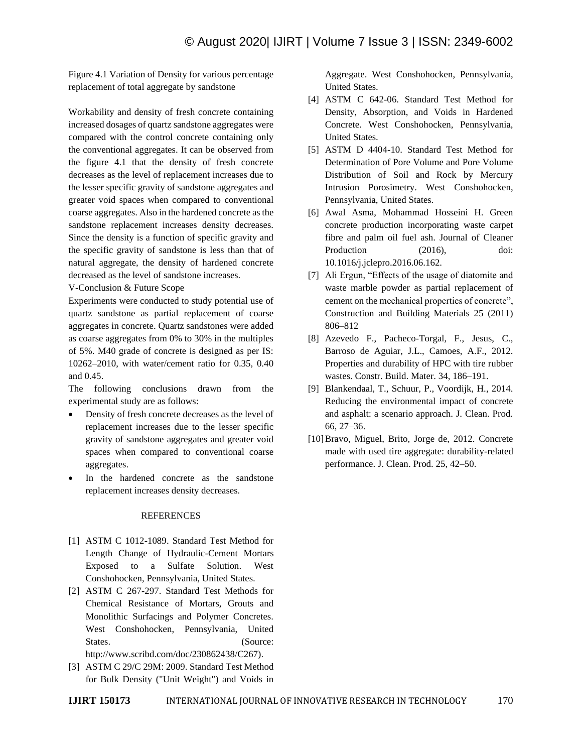Figure 4.1 Variation of Density for various percentage replacement of total aggregate by sandstone

Workability and density of fresh concrete containing increased dosages of quartz sandstone aggregates were compared with the control concrete containing only the conventional aggregates. It can be observed from the figure 4.1 that the density of fresh concrete decreases as the level of replacement increases due to the lesser specific gravity of sandstone aggregates and greater void spaces when compared to conventional coarse aggregates. Also in the hardened concrete as the sandstone replacement increases density decreases. Since the density is a function of specific gravity and the specific gravity of sandstone is less than that of natural aggregate, the density of hardened concrete decreased as the level of sandstone increases.

## V-Conclusion & Future Scope

Experiments were conducted to study potential use of quartz sandstone as partial replacement of coarse aggregates in concrete. Quartz sandstones were added as coarse aggregates from 0% to 30% in the multiples of 5%. M40 grade of concrete is designed as per IS: 10262–2010, with water/cement ratio for 0.35, 0.40 and 0.45.

The following conclusions drawn from the experimental study are as follows:

- Density of fresh concrete decreases as the level of replacement increases due to the lesser specific gravity of sandstone aggregates and greater void spaces when compared to conventional coarse aggregates.
- In the hardened concrete as the sandstone replacement increases density decreases.

## REFERENCES

[1] ASTM C 1012-1089. Standard Test Method for Length Change of Hydraulic-Cement Mortars Exposed to a Sulfate Solution. West Conshohocken, Pennsylvania, United States.

[2] ASTM C 267-297. Standard Test Methods for Chemical Resistance of Mortars, Grouts and Monolithic Surfacings and Polymer Concretes. West Conshohocken, Pennsylvania, United States. (Source: http://www.scribd.com/doc/230862438/C267).

[3] ASTM C 29/C 29M: 2009. Standard Test Method for Bulk Density ("Unit Weight") and Voids in Aggregate. West Conshohocken, Pennsylvania, United States.

[4] ASTM C 642-06. Standard Test Method for Density, Absorption, and Voids in Hardened Concrete. West Conshohocken, Pennsylvania, United States.

[5] ASTM D 4404-10. Standard Test Method for Determination of Pore Volume and Pore Volume Distribution of Soil and Rock by Mercury Intrusion Porosimetry. West Conshohocken, Pennsylvania, United States.

[6] Awal Asma, Mohammad Hosseini H. Green concrete production incorporating waste carpet fibre and palm oil fuel ash. Journal of Cleaner Production (2016), doi: 10.1016/j.jclepro.2016.06.162.

[7] Ali Ergun, "Effects of the usage of diatomite and waste marble powder as partial replacement of cement on the mechanical properties of concrete", Construction and Building Materials 25 (2011) 806–812

[8] Azevedo F., Pacheco-Torgal, F., Jesus, C., Barroso de Aguiar, J.L., Camoes, A.F., 2012. Properties and durability of HPC with tire rubber wastes. Constr. Build. Mater. 34, 186–191.

[9] Blankendaal, T., Schuur, P., Voordijk, H., 2014. Reducing the environmental impact of concrete and asphalt: a scenario approach. J. Clean. Prod. 66, 27–36.

[10] Bravo, Miguel, Brito, Jorge de, 2012. Concrete made with used tire aggregate: durability-related performance. J. Clean. Prod. 25, 42–50.